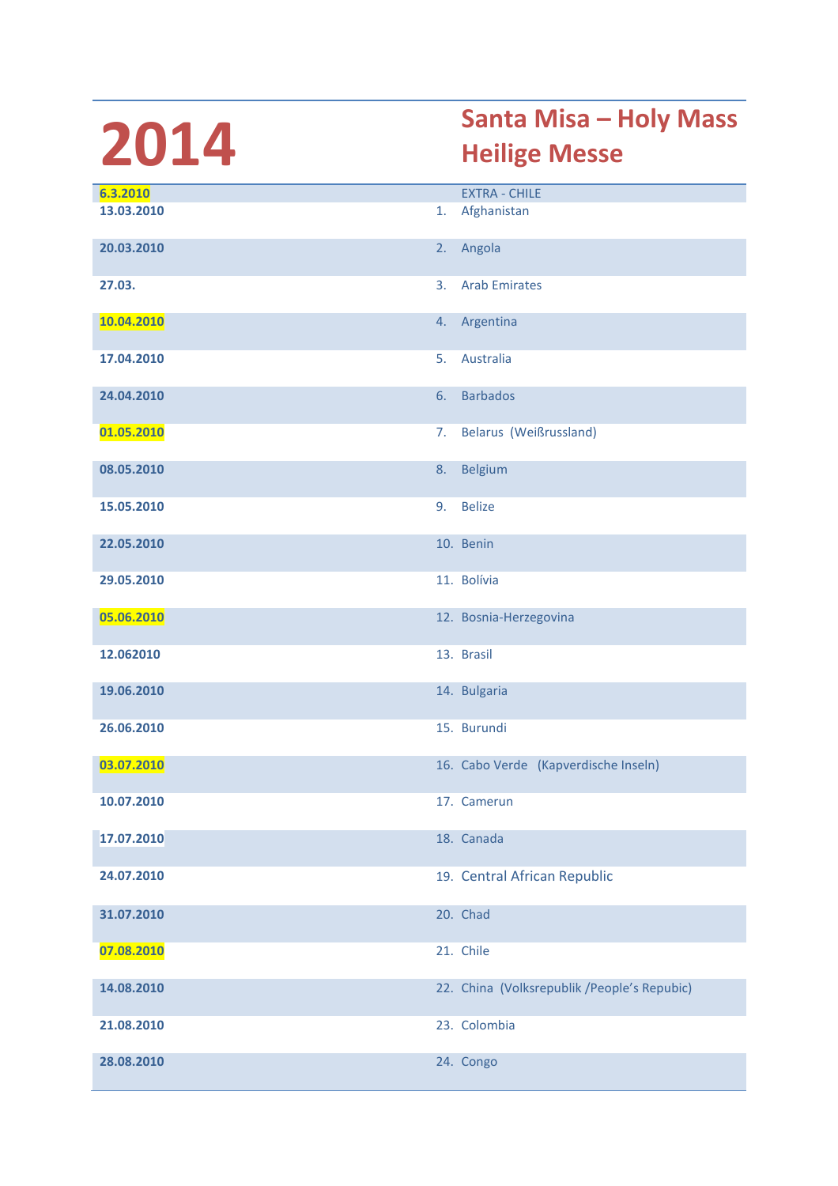# 2014

## Santa Misa – Holy Mass Heilige Messe

| Date | Country |
|---|---|
| 6.3.2010 | EXTRA - CHILE |
| 13.03.2010 | 1. Afghanistan |
| 20.03.2010 | 2. Angola |
| 27.03. | 3. Arab Emirates |
| 10.04.2010 | 4. Argentina |
| 17.04.2010 | 5. Australia |
| 24.04.2010 | 6. Barbados |
| 01.05.2010 | 7. Belarus (Weißrussland) |
| 08.05.2010 | 8. Belgium |
| 15.05.2010 | 9. Belize |
| 22.05.2010 | 10. Benin |
| 29.05.2010 | 11. Bolívia |
| 05.06.2010 | 12. Bosnia-Herzegovina |
| 12.062010 | 13. Brasil |
| 19.06.2010 | 14. Bulgaria |
| 26.06.2010 | 15. Burundi |
| 03.07.2010 | 16. Cabo Verde (Kapverdische Inseln) |
| 10.07.2010 | 17. Camerun |
| 17.07.2010 | 18. Canada |
| 24.07.2010 | 19. Central African Republic |
| 31.07.2010 | 20. Chad |
| 07.08.2010 | 21. Chile |
| 14.08.2010 | 22. China (Volksrepublik /People's Repubic) |
| 21.08.2010 | 23. Colombia |
| 28.08.2010 | 24. Congo |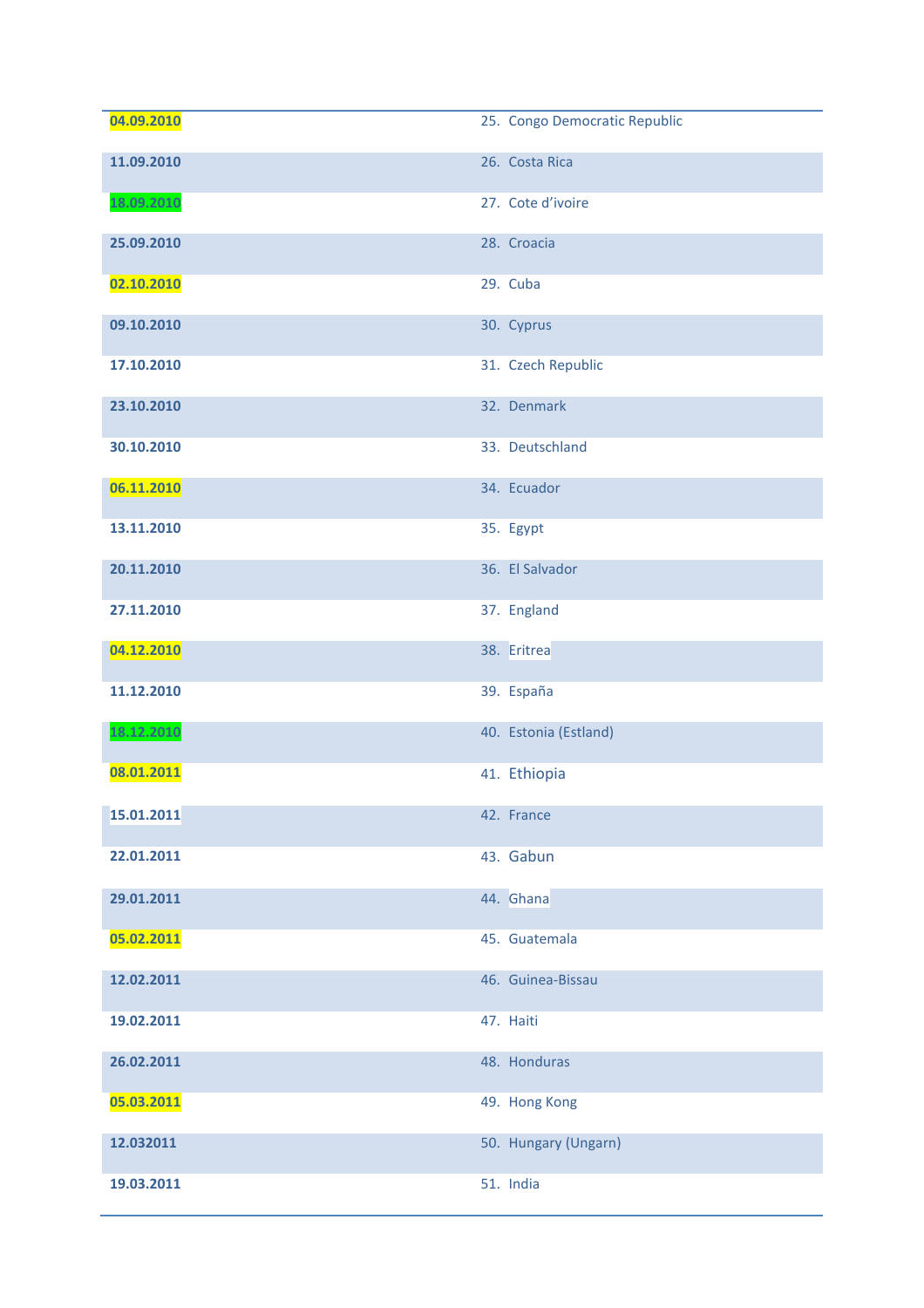| | |
|---|---|
| **04.09.2010** | 25. Congo Democratic Republic |
| **11.09.2010** | 26. Costa Rica |
| **18.09.2010** | 27. Cote d'ivoire |
| **25.09.2010** | 28. Croacia |
| **02.10.2010** | 29. Cuba |
| **09.10.2010** | 30. Cyprus |
| **17.10.2010** | 31. Czech Republic |
| **23.10.2010** | 32. Denmark |
| **30.10.2010** | 33. Deutschland |
| **06.11.2010** | 34. Ecuador |
| **13.11.2010** | 35. Egypt |
| **20.11.2010** | 36. El Salvador |
| **27.11.2010** | 37. England |
| **04.12.2010** | 38. Eritrea |
| **11.12.2010** | 39. España |
| **18.12.2010** | 40. Estonia (Estland) |
| **08.01.2011** | 41. Ethiopia |
| **15.01.2011** | 42. France |
| **22.01.2011** | 43. Gabun |
| **29.01.2011** | 44. Ghana |
| **05.02.2011** | 45. Guatemala |
| **12.02.2011** | 46. Guinea-Bissau |
| **19.02.2011** | 47. Haiti |
| **26.02.2011** | 48. Honduras |
| **05.03.2011** | 49. Hong Kong |
| **12.032011** | 50. Hungary (Ungarn) |
| **19.03.2011** | 51. India |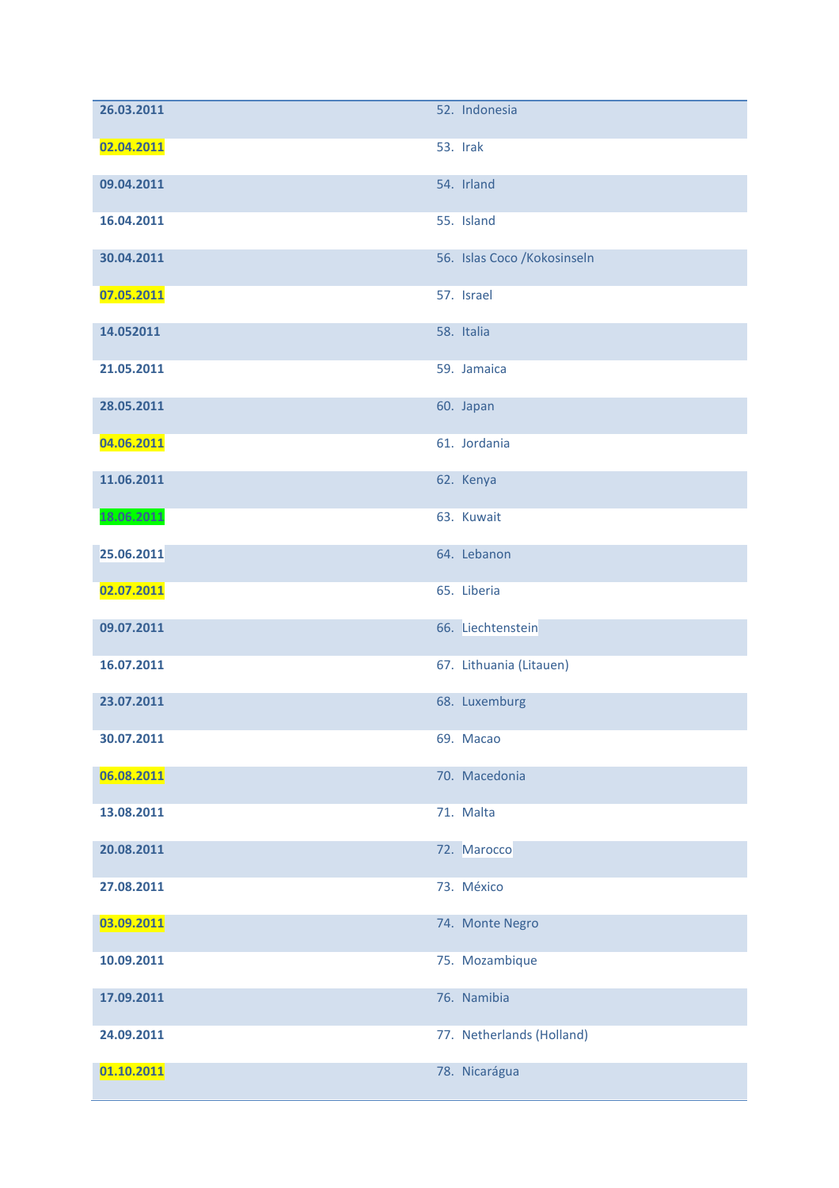| | |
|---|---|
| 26.03.2011 | 52. Indonesia |
| 02.04.2011 | 53. Irak |
| 09.04.2011 | 54. Irland |
| 16.04.2011 | 55. Island |
| 30.04.2011 | 56. Islas Coco /Kokosinseln |
| 07.05.2011 | 57. Israel |
| 14.052011 | 58. Italia |
| 21.05.2011 | 59. Jamaica |
| 28.05.2011 | 60. Japan |
| 04.06.2011 | 61. Jordania |
| 11.06.2011 | 62. Kenya |
| 18.06.2011 | 63. Kuwait |
| 25.06.2011 | 64. Lebanon |
| 02.07.2011 | 65. Liberia |
| 09.07.2011 | 66. Liechtenstein |
| 16.07.2011 | 67. Lithuania (Litauen) |
| 23.07.2011 | 68. Luxemburg |
| 30.07.2011 | 69. Macao |
| 06.08.2011 | 70. Macedonia |
| 13.08.2011 | 71. Malta |
| 20.08.2011 | 72. Marocco |
| 27.08.2011 | 73. México |
| 03.09.2011 | 74. Monte Negro |
| 10.09.2011 | 75. Mozambique |
| 17.09.2011 | 76. Namibia |
| 24.09.2011 | 77. Netherlands (Holland) |
| 01.10.2011 | 78. Nicarágua |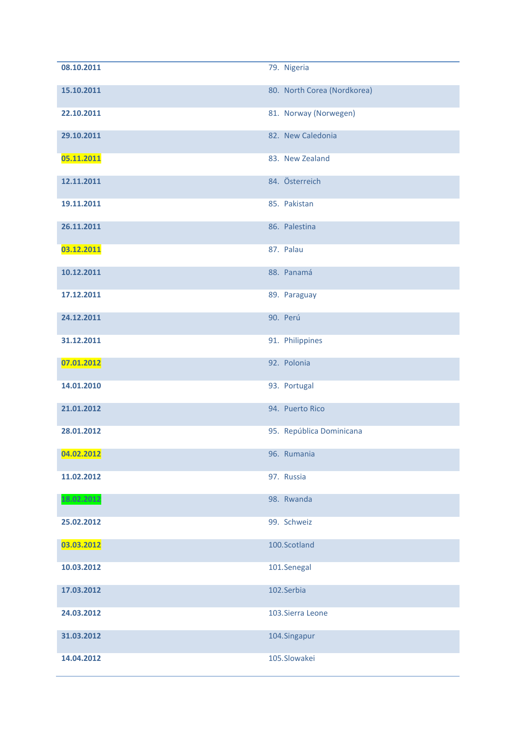| 08.10.2011 | 79. Nigeria |
|---|---|
| 15.10.2011 | 80. North Corea (Nordkorea) |
| 22.10.2011 | 81. Norway (Norwegen) |
| 29.10.2011 | 82. New Caledonia |
| 05.11.2011 | 83. New Zealand |
| 12.11.2011 | 84. Österreich |
| 19.11.2011 | 85. Pakistan |
| 26.11.2011 | 86. Palestina |
| 03.12.2011 | 87. Palau |
| 10.12.2011 | 88. Panamá |
| 17.12.2011 | 89. Paraguay |
| 24.12.2011 | 90. Perú |
| 31.12.2011 | 91. Philippines |
| 07.01.2012 | 92. Polonia |
| 14.01.2010 | 93. Portugal |
| 21.01.2012 | 94. Puerto Rico |
| 28.01.2012 | 95. República Dominicana |
| 04.02.2012 | 96. Rumania |
| 11.02.2012 | 97. Russia |
| 18.02.2012 | 98. Rwanda |
| 25.02.2012 | 99. Schweiz |
| 03.03.2012 | 100. Scotland |
| 10.03.2012 | 101. Senegal |
| 17.03.2012 | 102. Serbia |
| 24.03.2012 | 103. Sierra Leone |
| 31.03.2012 | 104. Singapur |
| 14.04.2012 | 105. Slowakei |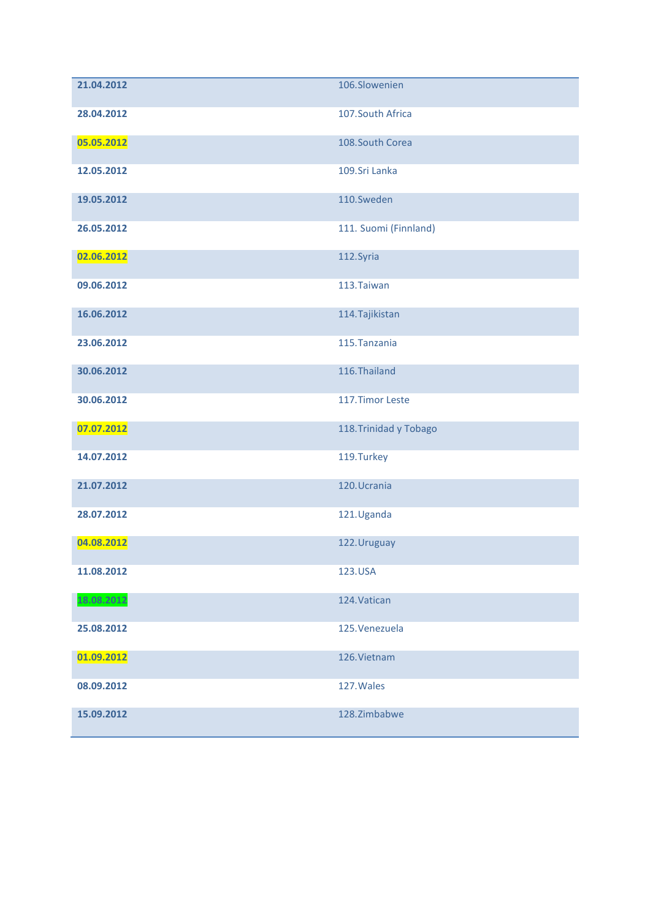| | |
|---|---|
| **21.04.2012** | 106.Slowenien |
| **28.04.2012** | 107.South Africa |
| **05.05.2012** | 108.South Corea |
| **12.05.2012** | 109.Sri Lanka |
| **19.05.2012** | 110.Sweden |
| **26.05.2012** | 111. Suomi (Finnland) |
| **02.06.2012** | 112.Syria |
| **09.06.2012** | 113.Taiwan |
| **16.06.2012** | 114.Tajikistan |
| **23.06.2012** | 115.Tanzania |
| **30.06.2012** | 116.Thailand |
| **30.06.2012** | 117.Timor Leste |
| **07.07.2012** | 118.Trinidad y Tobago |
| **14.07.2012** | 119.Turkey |
| **21.07.2012** | 120.Ucrania |
| **28.07.2012** | 121.Uganda |
| **04.08.2012** | 122.Uruguay |
| **11.08.2012** | 123.USA |
| **18.08.2012** | 124.Vatican |
| **25.08.2012** | 125.Venezuela |
| **01.09.2012** | 126.Vietnam |
| **08.09.2012** | 127.Wales |
| **15.09.2012** | 128.Zimbabwe |